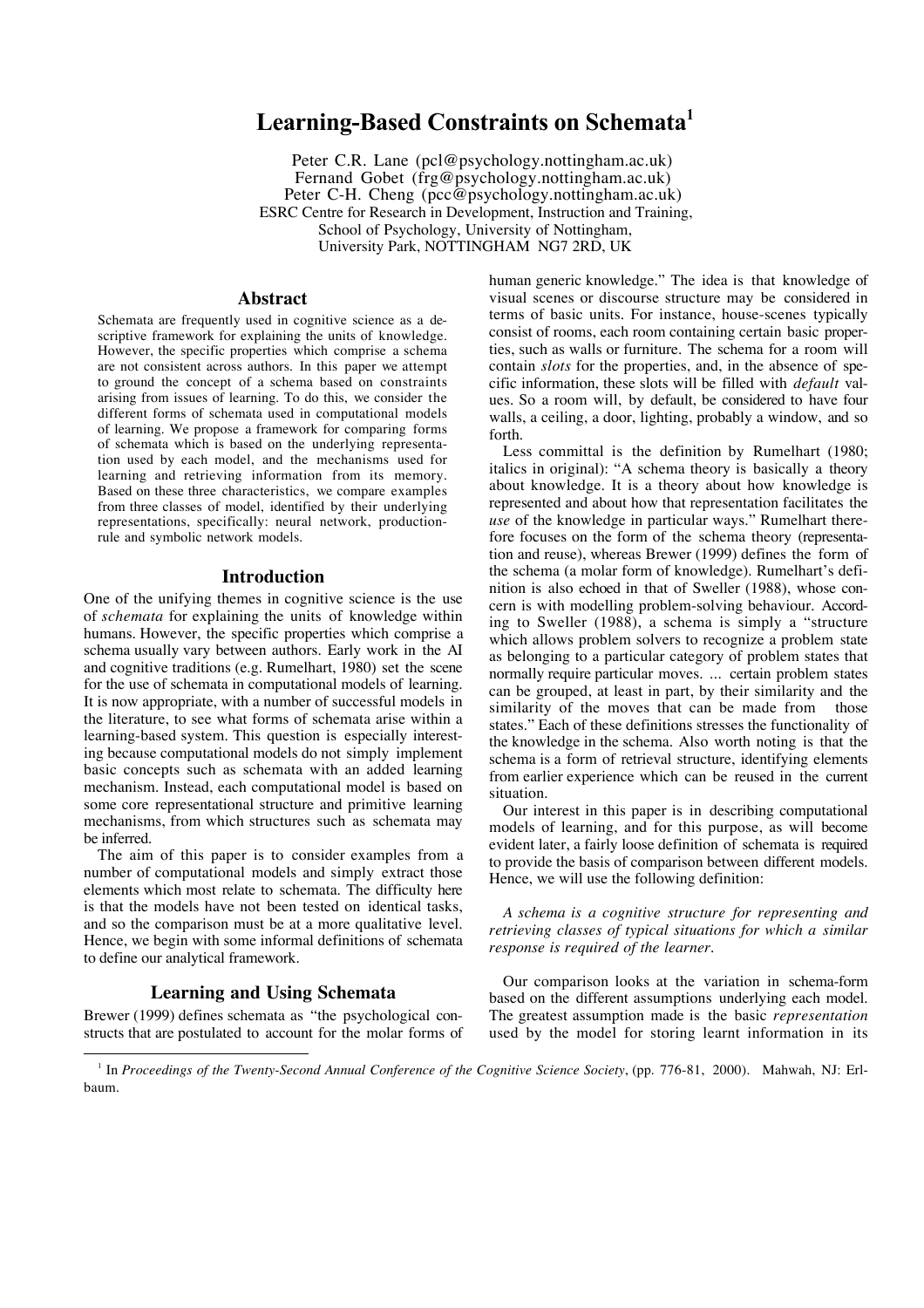# Learning-Based Constraints on Schemata[1]

Peter C.R. Lane (pcl@psychology.nottingham.ac.uk)
Fernand Gobet (frg@psychology.nottingham.ac.uk)
Peter C-H. Cheng (pcc@psychology.nottingham.ac.uk)
ESRC Centre for Research in Development, Instruction and Training,
School of Psychology, University of Nottingham,
University Park, NOTTINGHAM NG7 2RD, UK

## Abstract

Schemata are frequently used in cognitive science as a descriptive framework for explaining the units of knowledge. However, the specific properties which comprise a schema are not consistent across authors. In this paper we attempt to ground the concept of a schema based on constraints arising from issues of learning. To do this, we consider the different forms of schemata used in computational models of learning. We propose a framework for comparing forms of schemata which is based on the underlying representation used by each model, and the mechanisms used for learning and retrieving information from its memory. Based on these three characteristics, we compare examples from three classes of model, identified by their underlying representations, specifically: neural network, production-rule and symbolic network models.

## Introduction

One of the unifying themes in cognitive science is the use of *schemata* for explaining the units of knowledge within humans. However, the specific properties which comprise a schema usually vary between authors. Early work in the AI and cognitive traditions (e.g. Rumelhart, 1980) set the scene for the use of schemata in computational models of learning. It is now appropriate, with a number of successful models in the literature, to see what forms of schemata arise within a learning-based system. This question is especially interesting because computational models do not simply implement basic concepts such as schemata with an added learning mechanism. Instead, each computational model is based on some core representational structure and primitive learning mechanisms, from which structures such as schemata may be inferred.

The aim of this paper is to consider examples from a number of computational models and simply extract those elements which most relate to schemata. The difficulty here is that the models have not been tested on identical tasks, and so the comparison must be at a more qualitative level. Hence, we begin with some informal definitions of schemata to define our analytical framework.

## Learning and Using Schemata

Brewer (1999) defines schemata as "the psychological constructs that are postulated to account for the molar forms of human generic knowledge." The idea is that knowledge of visual scenes or discourse structure may be considered in terms of basic units. For instance, house-scenes typically consist of rooms, each room containing certain basic properties, such as walls or furniture. The schema for a room will contain *slots* for the properties, and, in the absence of specific information, these slots will be filled with *default* values. So a room will, by default, be considered to have four walls, a ceiling, a door, lighting, probably a window, and so forth.

Less committal is the definition by Rumelhart (1980; italics in original): "A schema theory is basically a theory about knowledge. It is a theory about how knowledge is represented and about how that representation facilitates the *use* of the knowledge in particular ways." Rumelhart therefore focuses on the form of the schema theory (representation and reuse), whereas Brewer (1999) defines the form of the schema (a molar form of knowledge). Rumelhart's definition is also echoed in that of Sweller (1988), whose concern is with modelling problem-solving behaviour. According to Sweller (1988), a schema is simply a "structure which allows problem solvers to recognize a problem state as belonging to a particular category of problem states that normally require particular moves. ... certain problem states can be grouped, at least in part, by their similarity and the similarity of the moves that can be made from those states." Each of these definitions stresses the functionality of the knowledge in the schema. Also worth noting is that the schema is a form of retrieval structure, identifying elements from earlier experience which can be reused in the current situation.

Our interest in this paper is in describing computational models of learning, and for this purpose, as will become evident later, a fairly loose definition of schemata is required to provide the basis of comparison between different models. Hence, we will use the following definition:

*A schema is a cognitive structure for representing and retrieving classes of typical situations for which a similar response is required of the learner.*

Our comparison looks at the variation in schema-form based on the different assumptions underlying each model. The greatest assumption made is the basic *representation* used by the model for storing learnt information in its

[1] In *Proceedings of the Twenty-Second Annual Conference of the Cognitive Science Society*, (pp. 776-81, 2000). Mahwah, NJ: Erlbaum.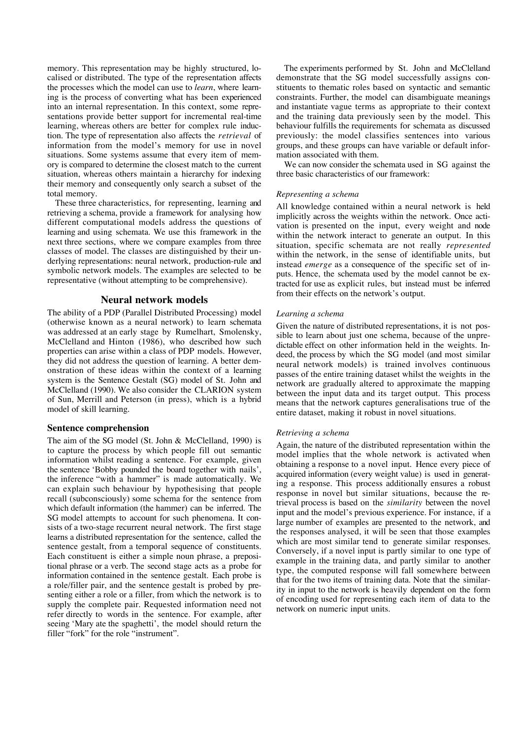memory. This representation may be highly structured, localised or distributed. The type of the representation affects the processes which the model can use to *learn*, where learning is the process of converting what has been experienced into an internal representation. In this context, some representations provide better support for incremental real-time learning, whereas others are better for complex rule induction. The type of representation also affects the *retrieval* of information from the model's memory for use in novel situations. Some systems assume that every item of memory is compared to determine the closest match to the current situation, whereas others maintain a hierarchy for indexing their memory and consequently only search a subset of the total memory.

These three characteristics, for representing, learning and retrieving a schema, provide a framework for analysing how different computational models address the questions of learning and using schemata. We use this framework in the next three sections, where we compare examples from three classes of model. The classes are distinguished by their underlying representations: neural network, production-rule and symbolic network models. The examples are selected to be representative (without attempting to be comprehensive).

## Neural network models

The ability of a PDP (Parallel Distributed Processing) model (otherwise known as a neural network) to learn schemata was addressed at an early stage by Rumelhart, Smolensky, McClelland and Hinton (1986), who described how such properties can arise within a class of PDP models. However, they did not address the question of learning. A better demonstration of these ideas within the context of a learning system is the Sentence Gestalt (SG) model of St. John and McClelland (1990). We also consider the CLARION system of Sun, Merrill and Peterson (in press), which is a hybrid model of skill learning.

### Sentence comprehension

The aim of the SG model (St. John & McClelland, 1990) is to capture the process by which people fill out semantic information whilst reading a sentence. For example, given the sentence 'Bobby pounded the board together with nails', the inference "with a hammer" is made automatically. We can explain such behaviour by hypothesising that people recall (subconsciously) some schema for the sentence from which default information (the hammer) can be inferred. The SG model attempts to account for such phenomena. It consists of a two-stage recurrent neural network. The first stage learns a distributed representation for the sentence, called the sentence gestalt, from a temporal sequence of constituents. Each constituent is either a simple noun phrase, a prepositional phrase or a verb. The second stage acts as a probe for information contained in the sentence gestalt. Each probe is a role/filler pair, and the sentence gestalt is probed by presenting either a role or a filler, from which the network is to supply the complete pair. Requested information need not refer directly to words in the sentence. For example, after seeing 'Mary ate the spaghetti', the model should return the filler "fork" for the role "instrument".

The experiments performed by St. John and McClelland demonstrate that the SG model successfully assigns constituents to thematic roles based on syntactic and semantic constraints. Further, the model can disambiguate meanings and instantiate vague terms as appropriate to their context and the training data previously seen by the model. This behaviour fulfills the requirements for schemata as discussed previously: the model classifies sentences into various groups, and these groups can have variable or default information associated with them.

We can now consider the schemata used in SG against the three basic characteristics of our framework:

#### *Representing a schema*

All knowledge contained within a neural network is held implicitly across the weights within the network. Once activation is presented on the input, every weight and node within the network interact to generate an output. In this situation, specific schemata are not really *represented* within the network, in the sense of identifiable units, but instead *emerge* as a consequence of the specific set of inputs. Hence, the schemata used by the model cannot be extracted for use as explicit rules, but instead must be inferred from their effects on the network's output.

#### *Learning a schema*

Given the nature of distributed representations, it is not possible to learn about just one schema, because of the unpredictable effect on other information held in the weights. Indeed, the process by which the SG model (and most similar neural network models) is trained involves continuous passes of the entire training dataset whilst the weights in the network are gradually altered to approximate the mapping between the input data and its target output. This process means that the network captures generalisations true of the entire dataset, making it robust in novel situations.

#### *Retrieving a schema*

Again, the nature of the distributed representation within the model implies that the whole network is activated when obtaining a response to a novel input. Hence every piece of acquired information (every weight value) is used in generating a response. This process additionally ensures a robust response in novel but similar situations, because the retrieval process is based on the *similarity* between the novel input and the model's previous experience. For instance, if a large number of examples are presented to the network, and the responses analysed, it will be seen that those examples which are most similar tend to generate similar responses. Conversely, if a novel input is partly similar to one type of example in the training data, and partly similar to another type, the computed response will fall somewhere between that for the two items of training data. Note that the similarity in input to the network is heavily dependent on the form of encoding used for representing each item of data to the network on numeric input units.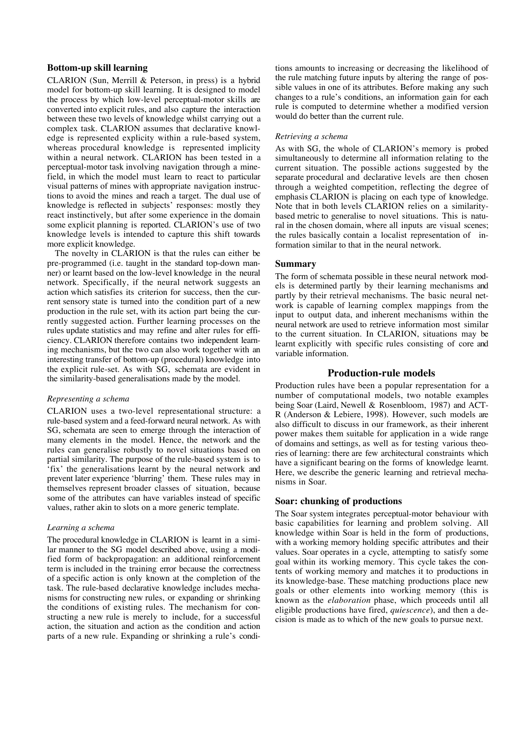### Bottom-up skill learning

CLARION (Sun, Merrill & Peterson, in press) is a hybrid model for bottom-up skill learning. It is designed to model the process by which low-level perceptual-motor skills are converted into explicit rules, and also capture the interaction between these two levels of knowledge whilst carrying out a complex task. CLARION assumes that declarative knowledge is represented explicity within a rule-based system, whereas procedural knowledge is represented implicity within a neural network. CLARION has been tested in a perceptual-motor task involving navigation through a minefield, in which the model must learn to react to particular visual patterns of mines with appropriate navigation instructions to avoid the mines and reach a target. The dual use of knowledge is reflected in subjects' responses: mostly they react instinctively, but after some experience in the domain some explicit planning is reported. CLARION's use of two knowledge levels is intended to capture this shift towards more explicit knowledge.

The novelty in CLARION is that the rules can either be pre-programmed (i.e. taught in the standard top-down manner) or learnt based on the low-level knowledge in the neural network. Specifically, if the neural network suggests an action which satisfies its criterion for success, then the current sensory state is turned into the condition part of a new production in the rule set, with its action part being the currently suggested action. Further learning processes on the rules update statistics and may refine and alter rules for efficiency. CLARION therefore contains two independent learning mechanisms, but the two can also work together with an interesting transfer of bottom-up (procedural) knowledge into the explicit rule-set. As with SG, schemata are evident in the similarity-based generalisations made by the model.

#### *Representing a schema*

CLARION uses a two-level representational structure: a rule-based system and a feed-forward neural network. As with SG, schemata are seen to emerge through the interaction of many elements in the model. Hence, the network and the rules can generalise robustly to novel situations based on partial similarity. The purpose of the rule-based system is to 'fix' the generalisations learnt by the neural network and prevent later experience 'blurring' them. These rules may in themselves represent broader classes of situation, because some of the attributes can have variables instead of specific values, rather akin to slots on a more generic template.

#### *Learning a schema*

The procedural knowledge in CLARION is learnt in a similar manner to the SG model described above, using a modified form of backpropagation: an additional reinforcement term is included in the training error because the correctness of a specific action is only known at the completion of the task. The rule-based declarative knowledge includes mechanisms for constructing new rules, or expanding or shrinking the conditions of existing rules. The mechanism for constructing a new rule is merely to include, for a successful action, the situation and action as the condition and action parts of a new rule. Expanding or shrinking a rule's conditions amounts to increasing or decreasing the likelihood of the rule matching future inputs by altering the range of possible values in one of its attributes. Before making any such changes to a rule's conditions, an information gain for each rule is computed to determine whether a modified version would do better than the current rule.

#### *Retrieving a schema*

As with SG, the whole of CLARION's memory is probed simultaneously to determine all information relating to the current situation. The possible actions suggested by the separate procedural and declarative levels are then chosen through a weighted competition, reflecting the degree of emphasis CLARION is placing on each type of knowledge. Note that in both levels CLARION relies on a similarity-based metric to generalise to novel situations. This is natural in the chosen domain, where all inputs are visual scenes; the rules basically contain a localist representation of information similar to that in the neural network.

### Summary

The form of schemata possible in these neural network models is determined partly by their learning mechanisms and partly by their retrieval mechanisms. The basic neural network is capable of learning complex mappings from the input to output data, and inherent mechanisms within the neural network are used to retrieve information most similar to the current situation. In CLARION, situations may be learnt explicitly with specific rules consisting of core and variable information.

## Production-rule models

Production rules have been a popular representation for a number of computational models, two notable examples being Soar (Laird, Newell & Rosenbloom, 1987) and ACT-R (Anderson & Lebiere, 1998). However, such models are also difficult to discuss in our framework, as their inherent power makes them suitable for application in a wide range of domains and settings, as well as for testing various theories of learning: there are few architectural constraints which have a significant bearing on the forms of knowledge learnt. Here, we describe the generic learning and retrieval mechanisms in Soar.

### Soar: chunking of productions

The Soar system integrates perceptual-motor behaviour with basic capabilities for learning and problem solving. All knowledge within Soar is held in the form of productions, with a working memory holding specific attributes and their values. Soar operates in a cycle, attempting to satisfy some goal within its working memory. This cycle takes the contents of working memory and matches it to productions in its knowledge-base. These matching productions place new goals or other elements into working memory (this is known as the *elaboration* phase, which proceeds until all eligible productions have fired, *quiescence*), and then a decision is made as to which of the new goals to pursue next.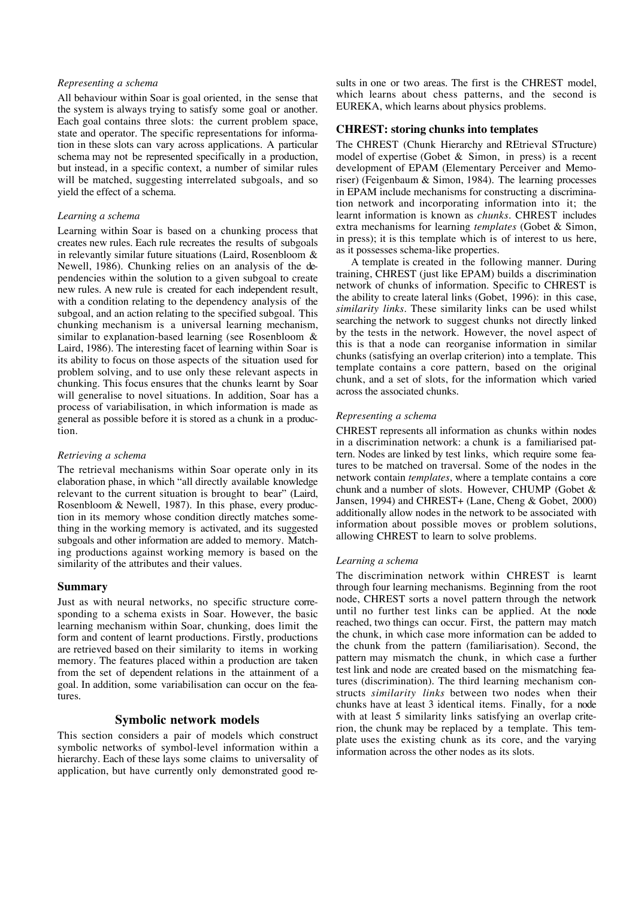### Representing a schema

All behaviour within Soar is goal oriented, in the sense that the system is always trying to satisfy some goal or another. Each goal contains three slots: the current problem space, state and operator. The specific representations for information in these slots can vary across applications. A particular schema may not be represented specifically in a production, but instead, in a specific context, a number of similar rules will be matched, suggesting interrelated subgoals, and so yield the effect of a schema.

### Learning a schema

Learning within Soar is based on a chunking process that creates new rules. Each rule recreates the results of subgoals in relevantly similar future situations (Laird, Rosenbloom & Newell, 1986). Chunking relies on an analysis of the dependencies within the solution to a given subgoal to create new rules. A new rule is created for each independent result, with a condition relating to the dependency analysis of the subgoal, and an action relating to the specified subgoal. This chunking mechanism is a universal learning mechanism, similar to explanation-based learning (see Rosenbloom & Laird, 1986). The interesting facet of learning within Soar is its ability to focus on those aspects of the situation used for problem solving, and to use only these relevant aspects in chunking. This focus ensures that the chunks learnt by Soar will generalise to novel situations. In addition, Soar has a process of variabilisation, in which information is made as general as possible before it is stored as a chunk in a production.

### Retrieving a schema

The retrieval mechanisms within Soar operate only in its elaboration phase, in which "all directly available knowledge relevant to the current situation is brought to bear" (Laird, Rosenbloom & Newell, 1987). In this phase, every production in its memory whose condition directly matches something in the working memory is activated, and its suggested subgoals and other information are added to memory. Matching productions against working memory is based on the similarity of the attributes and their values.

## Summary

Just as with neural networks, no specific structure corresponding to a schema exists in Soar. However, the basic learning mechanism within Soar, chunking, does limit the form and content of learnt productions. Firstly, productions are retrieved based on their similarity to items in working memory. The features placed within a production are taken from the set of dependent relations in the attainment of a goal. In addition, some variabilisation can occur on the features.

# Symbolic network models

This section considers a pair of models which construct symbolic networks of symbol-level information within a hierarchy. Each of these lays some claims to universality of application, but have currently only demonstrated good results in one or two areas. The first is the CHREST model, which learns about chess patterns, and the second is EUREKA, which learns about physics problems.

## CHREST: storing chunks into templates

The CHREST (Chunk Hierarchy and REtrieval STructure) model of expertise (Gobet & Simon, in press) is a recent development of EPAM (Elementary Perceiver and Memoriser) (Feigenbaum & Simon, 1984). The learning processes in EPAM include mechanisms for constructing a discrimination network and incorporating information into it; the learnt information is known as *chunks*. CHREST includes extra mechanisms for learning *templates* (Gobet & Simon, in press); it is this template which is of interest to us here, as it possesses schema-like properties.

A template is created in the following manner. During training, CHREST (just like EPAM) builds a discrimination network of chunks of information. Specific to CHREST is the ability to create lateral links (Gobet, 1996): in this case, *similarity links*. These similarity links can be used whilst searching the network to suggest chunks not directly linked by the tests in the network. However, the novel aspect of this is that a node can reorganise information in similar chunks (satisfying an overlap criterion) into a template. This template contains a core pattern, based on the original chunk, and a set of slots, for the information which varied across the associated chunks.

### Representing a schema

CHREST represents all information as chunks within nodes in a discrimination network: a chunk is a familiarised pattern. Nodes are linked by test links, which require some features to be matched on traversal. Some of the nodes in the network contain *templates*, where a template contains a core chunk and a number of slots. However, CHUMP (Gobet & Jansen, 1994) and CHREST+ (Lane, Cheng & Gobet, 2000) additionally allow nodes in the network to be associated with information about possible moves or problem solutions, allowing CHREST to learn to solve problems.

### Learning a schema

The discrimination network within CHREST is learnt through four learning mechanisms. Beginning from the root node, CHREST sorts a novel pattern through the network until no further test links can be applied. At the node reached, two things can occur. First, the pattern may match the chunk, in which case more information can be added to the chunk from the pattern (familiarisation). Second, the pattern may mismatch the chunk, in which case a further test link and node are created based on the mismatching features (discrimination). The third learning mechanism constructs *similarity links* between two nodes when their chunks have at least 3 identical items. Finally, for a node with at least 5 similarity links satisfying an overlap criterion, the chunk may be replaced by a template. This template uses the existing chunk as its core, and the varying information across the other nodes as its slots.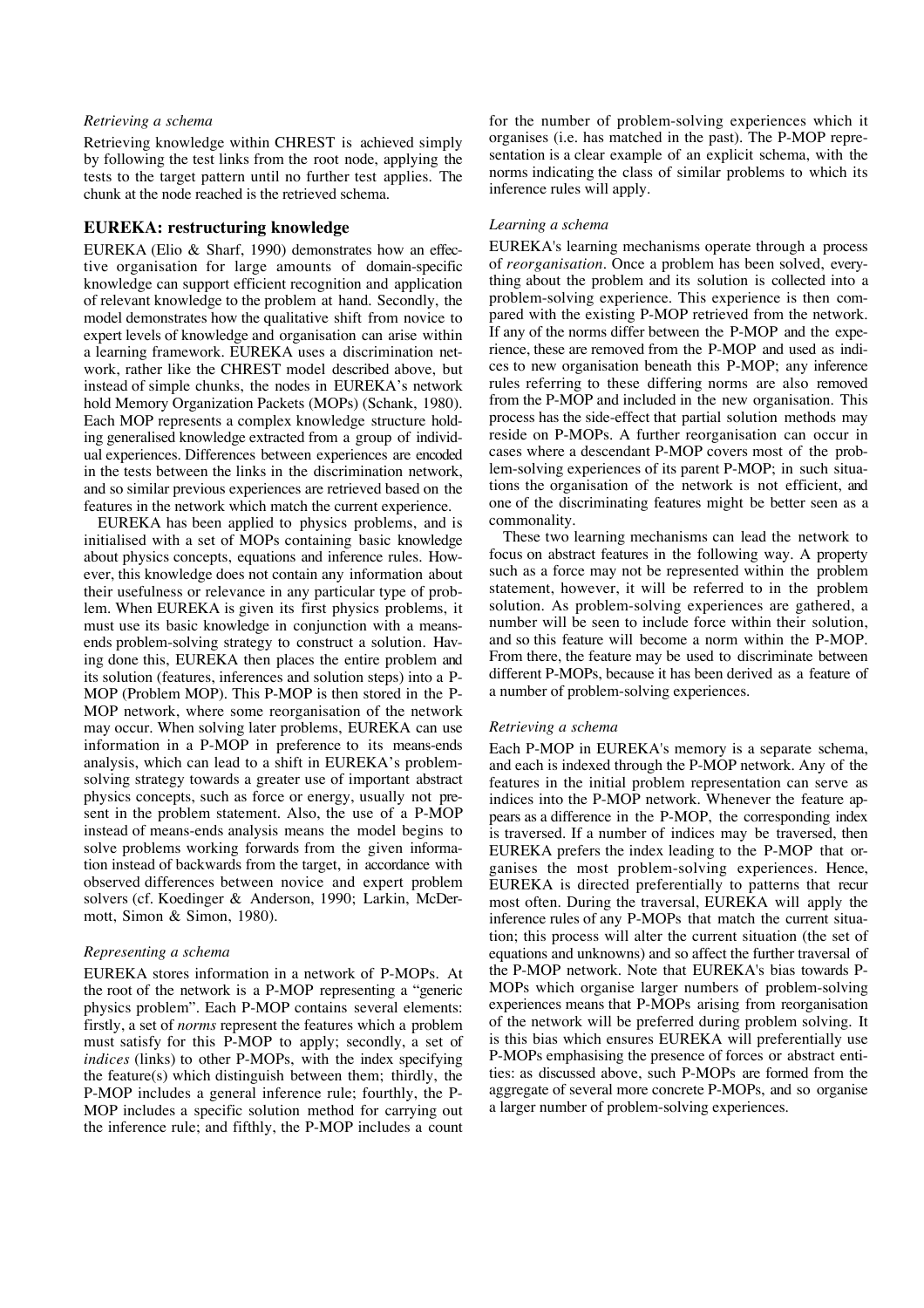*Retrieving a schema*

Retrieving knowledge within CHREST is achieved simply by following the test links from the root node, applying the tests to the target pattern until no further test applies. The chunk at the node reached is the retrieved schema.

## EUREKA: restructuring knowledge

EUREKA (Elio & Sharf, 1990) demonstrates how an effective organisation for large amounts of domain-specific knowledge can support efficient recognition and application of relevant knowledge to the problem at hand. Secondly, the model demonstrates how the qualitative shift from novice to expert levels of knowledge and organisation can arise within a learning framework. EUREKA uses a discrimination network, rather like the CHREST model described above, but instead of simple chunks, the nodes in EUREKA's network hold Memory Organization Packets (MOPs) (Schank, 1980). Each MOP represents a complex knowledge structure holding generalised knowledge extracted from a group of individual experiences. Differences between experiences are encoded in the tests between the links in the discrimination network, and so similar previous experiences are retrieved based on the features in the network which match the current experience.

EUREKA has been applied to physics problems, and is initialised with a set of MOPs containing basic knowledge about physics concepts, equations and inference rules. However, this knowledge does not contain any information about their usefulness or relevance in any particular type of problem. When EUREKA is given its first physics problems, it must use its basic knowledge in conjunction with a means-ends problem-solving strategy to construct a solution. Having done this, EUREKA then places the entire problem and its solution (features, inferences and solution steps) into a P-MOP (Problem MOP). This P-MOP is then stored in the P-MOP network, where some reorganisation of the network may occur. When solving later problems, EUREKA can use information in a P-MOP in preference to its means-ends analysis, which can lead to a shift in EUREKA's problem-solving strategy towards a greater use of important abstract physics concepts, such as force or energy, usually not present in the problem statement. Also, the use of a P-MOP instead of means-ends analysis means the model begins to solve problems working forwards from the given information instead of backwards from the target, in accordance with observed differences between novice and expert problem solvers (cf. Koedinger & Anderson, 1990; Larkin, McDermott, Simon & Simon, 1980).

*Representing a schema*

EUREKA stores information in a network of P-MOPs. At the root of the network is a P-MOP representing a "generic physics problem". Each P-MOP contains several elements: firstly, a set of *norms* represent the features which a problem must satisfy for this P-MOP to apply; secondly, a set of *indices* (links) to other P-MOPs, with the index specifying the feature(s) which distinguish between them; thirdly, the P-MOP includes a general inference rule; fourthly, the P-MOP includes a specific solution method for carrying out the inference rule; and fifthly, the P-MOP includes a count for the number of problem-solving experiences which it organises (i.e. has matched in the past). The P-MOP representation is a clear example of an explicit schema, with the norms indicating the class of similar problems to which its inference rules will apply.

*Learning a schema*

EUREKA's learning mechanisms operate through a process of *reorganisation*. Once a problem has been solved, everything about the problem and its solution is collected into a problem-solving experience. This experience is then compared with the existing P-MOP retrieved from the network. If any of the norms differ between the P-MOP and the experience, these are removed from the P-MOP and used as indices to new organisation beneath this P-MOP; any inference rules referring to these differing norms are also removed from the P-MOP and included in the new organisation. This process has the side-effect that partial solution methods may reside on P-MOPs. A further reorganisation can occur in cases where a descendant P-MOP covers most of the problem-solving experiences of its parent P-MOP; in such situations the organisation of the network is not efficient, and one of the discriminating features might be better seen as a commonality.

These two learning mechanisms can lead the network to focus on abstract features in the following way. A property such as a force may not be represented within the problem statement, however, it will be referred to in the problem solution. As problem-solving experiences are gathered, a number will be seen to include force within their solution, and so this feature will become a norm within the P-MOP. From there, the feature may be used to discriminate between different P-MOPs, because it has been derived as a feature of a number of problem-solving experiences.

*Retrieving a schema*

Each P-MOP in EUREKA's memory is a separate schema, and each is indexed through the P-MOP network. Any of the features in the initial problem representation can serve as indices into the P-MOP network. Whenever the feature appears as a difference in the P-MOP, the corresponding index is traversed. If a number of indices may be traversed, then EUREKA prefers the index leading to the P-MOP that organises the most problem-solving experiences. Hence, EUREKA is directed preferentially to patterns that recur most often. During the traversal, EUREKA will apply the inference rules of any P-MOPs that match the current situation; this process will alter the current situation (the set of equations and unknowns) and so affect the further traversal of the P-MOP network. Note that EUREKA's bias towards P-MOPs which organise larger numbers of problem-solving experiences means that P-MOPs arising from reorganisation of the network will be preferred during problem solving. It is this bias which ensures EUREKA will preferentially use P-MOPs emphasising the presence of forces or abstract entities: as discussed above, such P-MOPs are formed from the aggregate of several more concrete P-MOPs, and so organise a larger number of problem-solving experiences.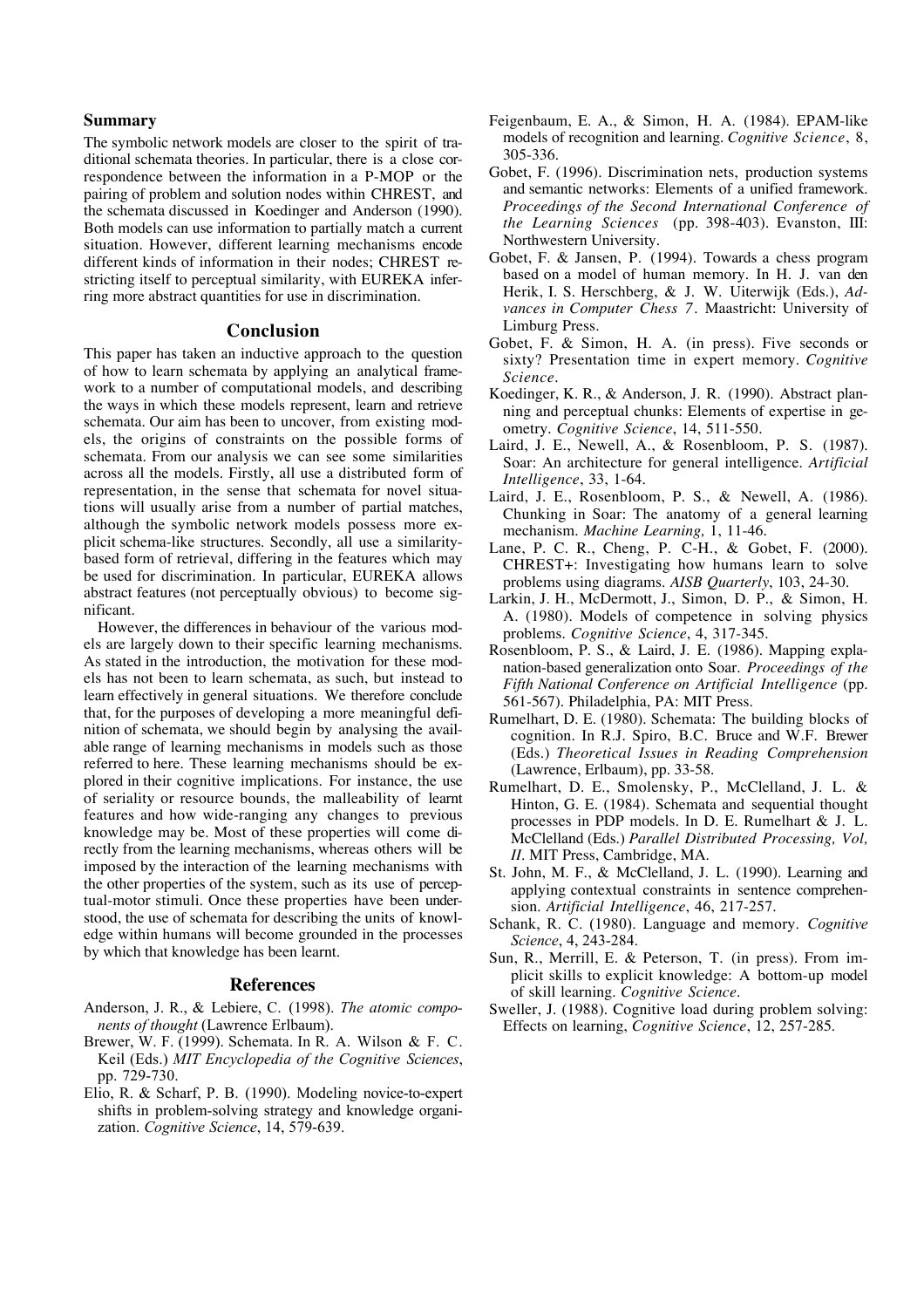### Summary

The symbolic network models are closer to the spirit of traditional schemata theories. In particular, there is a close correspondence between the information in a P-MOP or the pairing of problem and solution nodes within CHREST, and the schemata discussed in Koedinger and Anderson (1990). Both models can use information to partially match a current situation. However, different learning mechanisms encode different kinds of information in their nodes; CHREST restricting itself to perceptual similarity, with EUREKA inferring more abstract quantities for use in discrimination.

## Conclusion

This paper has taken an inductive approach to the question of how to learn schemata by applying an analytical framework to a number of computational models, and describing the ways in which these models represent, learn and retrieve schemata. Our aim has been to uncover, from existing models, the origins of constraints on the possible forms of schemata. From our analysis we can see some similarities across all the models. Firstly, all use a distributed form of representation, in the sense that schemata for novel situations will usually arise from a number of partial matches, although the symbolic network models possess more explicit schema-like structures. Secondly, all use a similarity-based form of retrieval, differing in the features which may be used for discrimination. In particular, EUREKA allows abstract features (not perceptually obvious) to become significant.

However, the differences in behaviour of the various models are largely down to their specific learning mechanisms. As stated in the introduction, the motivation for these models has not been to learn schemata, as such, but instead to learn effectively in general situations. We therefore conclude that, for the purposes of developing a more meaningful definition of schemata, we should begin by analysing the available range of learning mechanisms in models such as those referred to here. These learning mechanisms should be explored in their cognitive implications. For instance, the use of seriality or resource bounds, the malleability of learnt features and how wide-ranging any changes to previous knowledge may be. Most of these properties will come directly from the learning mechanisms, whereas others will be imposed by the interaction of the learning mechanisms with the other properties of the system, such as its use of perceptual-motor stimuli. Once these properties have been understood, the use of schemata for describing the units of knowledge within humans will become grounded in the processes by which that knowledge has been learnt.

## References

Anderson, J. R., & Lebiere, C. (1998). *The atomic components of thought* (Lawrence Erlbaum).

Brewer, W. F. (1999). Schemata. In R. A. Wilson & F. C. Keil (Eds.) *MIT Encyclopedia of the Cognitive Sciences*, pp. 729-730.

Elio, R. & Scharf, P. B. (1990). Modeling novice-to-expert shifts in problem-solving strategy and knowledge organization. *Cognitive Science*, 14, 579-639.

Feigenbaum, E. A., & Simon, H. A. (1984). EPAM-like models of recognition and learning. *Cognitive Science*, 8, 305-336.

Gobet, F. (1996). Discrimination nets, production systems and semantic networks: Elements of a unified framework. *Proceedings of the Second International Conference of the Learning Sciences* (pp. 398-403). Evanston, III: Northwestern University.

Gobet, F. & Jansen, P. (1994). Towards a chess program based on a model of human memory. In H. J. van den Herik, I. S. Herschberg, & J. W. Uiterwijk (Eds.), *Advances in Computer Chess 7*. Maastricht: University of Limburg Press.

Gobet, F. & Simon, H. A. (in press). Five seconds or sixty? Presentation time in expert memory. *Cognitive Science*.

Koedinger, K. R., & Anderson, J. R. (1990). Abstract planning and perceptual chunks: Elements of expertise in geometry. *Cognitive Science*, 14, 511-550.

Laird, J. E., Newell, A., & Rosenbloom, P. S. (1987). Soar: An architecture for general intelligence. *Artificial Intelligence*, 33, 1-64.

Laird, J. E., Rosenbloom, P. S., & Newell, A. (1986). Chunking in Soar: The anatomy of a general learning mechanism. *Machine Learning,* 1, 11-46.

Lane, P. C. R., Cheng, P. C-H., & Gobet, F. (2000). CHREST+: Investigating how humans learn to solve problems using diagrams. *AISB Quarterly*, 103, 24-30.

Larkin, J. H., McDermott, J., Simon, D. P., & Simon, H. A. (1980). Models of competence in solving physics problems. *Cognitive Science*, 4, 317-345.

Rosenbloom, P. S., & Laird, J. E. (1986). Mapping explanation-based generalization onto Soar. *Proceedings of the Fifth National Conference on Artificial Intelligence* (pp. 561-567). Philadelphia, PA: MIT Press.

Rumelhart, D. E. (1980). Schemata: The building blocks of cognition. In R.J. Spiro, B.C. Bruce and W.F. Brewer (Eds.) *Theoretical Issues in Reading Comprehension* (Lawrence, Erlbaum), pp. 33-58.

Rumelhart, D. E., Smolensky, P., McClelland, J. L. & Hinton, G. E. (1984). Schemata and sequential thought processes in PDP models. In D. E. Rumelhart & J. L. McClelland (Eds.) *Parallel Distributed Processing, Vol, II*. MIT Press, Cambridge, MA.

St. John, M. F., & McClelland, J. L. (1990). Learning and applying contextual constraints in sentence comprehension. *Artificial Intelligence*, 46, 217-257.

Schank, R. C. (1980). Language and memory. *Cognitive Science*, 4, 243-284.

Sun, R., Merrill, E. & Peterson, T. (in press). From implicit skills to explicit knowledge: A bottom-up model of skill learning. *Cognitive Science*.

Sweller, J. (1988). Cognitive load during problem solving: Effects on learning, *Cognitive Science*, 12, 257-285.